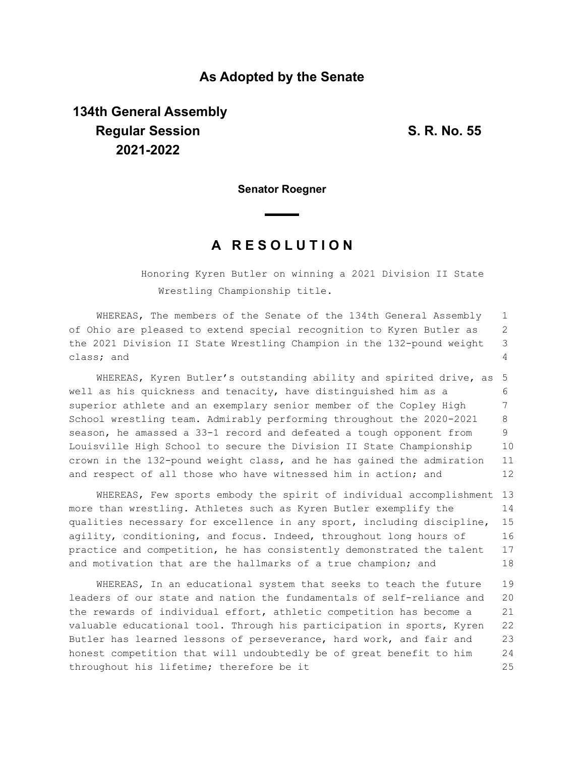## As Adopted by the Senate

**134th General Assembly**
**Regular Session**
**2021-2022**

**S. R. No. 55**

**Senator Roegner**

# A RESOLUTION

Honoring Kyren Butler on winning a 2021 Division II State Wrestling Championship title.

WHEREAS, The members of the Senate of the 134th General Assembly of Ohio are pleased to extend special recognition to Kyren Butler as the 2021 Division II State Wrestling Champion in the 132-pound weight class; and

WHEREAS, Kyren Butler's outstanding ability and spirited drive, as well as his quickness and tenacity, have distinguished him as a superior athlete and an exemplary senior member of the Copley High School wrestling team. Admirably performing throughout the 2020-2021 season, he amassed a 33-1 record and defeated a tough opponent from Louisville High School to secure the Division II State Championship crown in the 132-pound weight class, and he has gained the admiration and respect of all those who have witnessed him in action; and

WHEREAS, Few sports embody the spirit of individual accomplishment more than wrestling. Athletes such as Kyren Butler exemplify the qualities necessary for excellence in any sport, including discipline, agility, conditioning, and focus. Indeed, throughout long hours of practice and competition, he has consistently demonstrated the talent and motivation that are the hallmarks of a true champion; and

WHEREAS, In an educational system that seeks to teach the future leaders of our state and nation the fundamentals of self-reliance and the rewards of individual effort, athletic competition has become a valuable educational tool. Through his participation in sports, Kyren Butler has learned lessons of perseverance, hard work, and fair and honest competition that will undoubtedly be of great benefit to him throughout his lifetime; therefore be it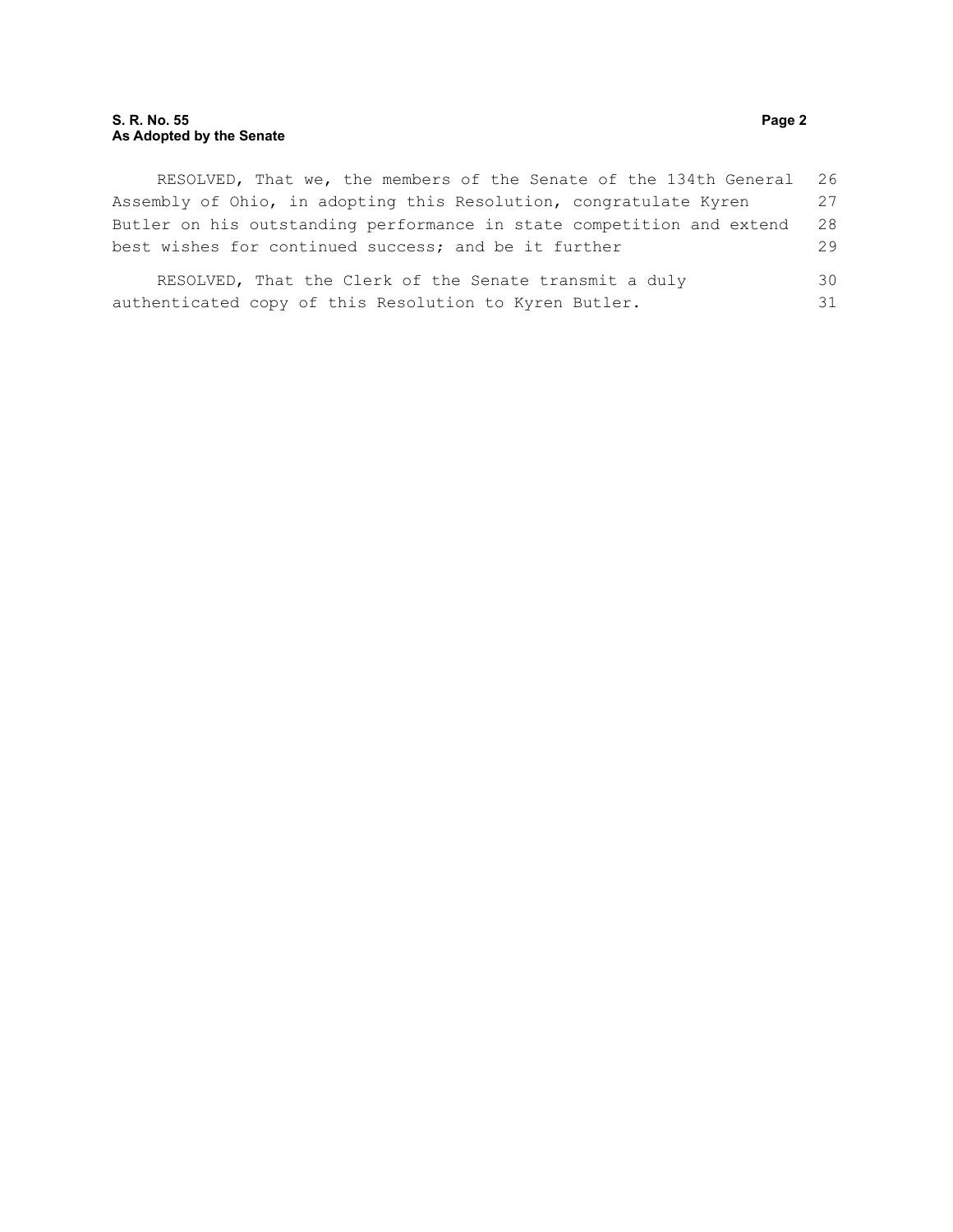RESOLVED, That we, the members of the Senate of the 134th General Assembly of Ohio, in adopting this Resolution, congratulate Kyren Butler on his outstanding performance in state competition and extend best wishes for continued success; and be it further

RESOLVED, That the Clerk of the Senate transmit a duly authenticated copy of this Resolution to Kyren Butler.